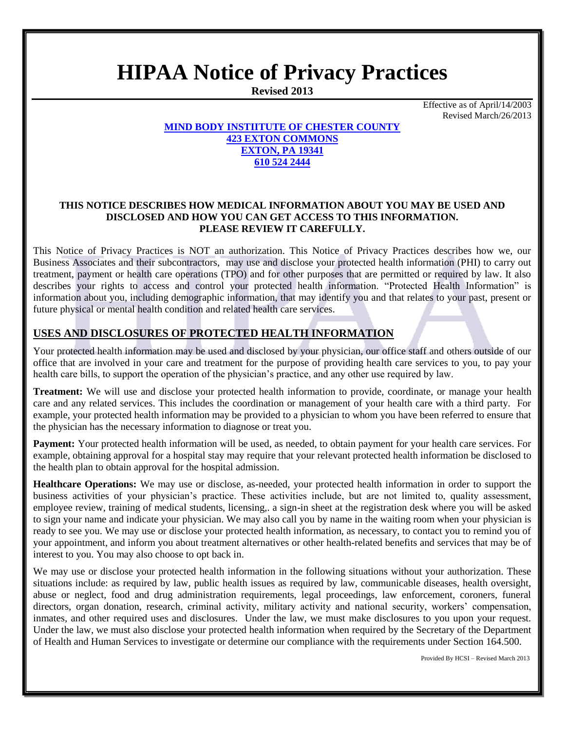# HIPAA Notice of Privacy Practices

**Revised 2013**

Effective as of April/14/2003
Revised March/26/2013

**MIND BODY INSTIITUTE OF CHESTER COUNTY**
**423 EXTON COMMONS**
**EXTON, PA 19341**
**610 524 2444**

**THIS NOTICE DESCRIBES HOW MEDICAL INFORMATION ABOUT YOU MAY BE USED AND DISCLOSED AND HOW YOU CAN GET ACCESS TO THIS INFORMATION. PLEASE REVIEW IT CAREFULLY.**

This Notice of Privacy Practices is NOT an authorization. This Notice of Privacy Practices describes how we, our Business Associates and their subcontractors, may use and disclose your protected health information (PHI) to carry out treatment, payment or health care operations (TPO) and for other purposes that are permitted or required by law. It also describes your rights to access and control your protected health information. "Protected Health Information" is information about you, including demographic information, that may identify you and that relates to your past, present or future physical or mental health condition and related health care services.

## USES AND DISCLOSURES OF PROTECTED HEALTH INFORMATION

Your protected health information may be used and disclosed by your physician, our office staff and others outside of our office that are involved in your care and treatment for the purpose of providing health care services to you, to pay your health care bills, to support the operation of the physician's practice, and any other use required by law.

**Treatment:** We will use and disclose your protected health information to provide, coordinate, or manage your health care and any related services. This includes the coordination or management of your health care with a third party. For example, your protected health information may be provided to a physician to whom you have been referred to ensure that the physician has the necessary information to diagnose or treat you.

**Payment:** Your protected health information will be used, as needed, to obtain payment for your health care services. For example, obtaining approval for a hospital stay may require that your relevant protected health information be disclosed to the health plan to obtain approval for the hospital admission.

**Healthcare Operations:** We may use or disclose, as-needed, your protected health information in order to support the business activities of your physician's practice. These activities include, but are not limited to, quality assessment, employee review, training of medical students, licensing,. a sign-in sheet at the registration desk where you will be asked to sign your name and indicate your physician. We may also call you by name in the waiting room when your physician is ready to see you. We may use or disclose your protected health information, as necessary, to contact you to remind you of your appointment, and inform you about treatment alternatives or other health-related benefits and services that may be of interest to you. You may also choose to opt back in.

We may use or disclose your protected health information in the following situations without your authorization. These situations include: as required by law, public health issues as required by law, communicable diseases, health oversight, abuse or neglect, food and drug administration requirements, legal proceedings, law enforcement, coroners, funeral directors, organ donation, research, criminal activity, military activity and national security, workers' compensation, inmates, and other required uses and disclosures. Under the law, we must make disclosures to you upon your request. Under the law, we must also disclose your protected health information when required by the Secretary of the Department of Health and Human Services to investigate or determine our compliance with the requirements under Section 164.500.

Provided By HCSI – Revised March 2013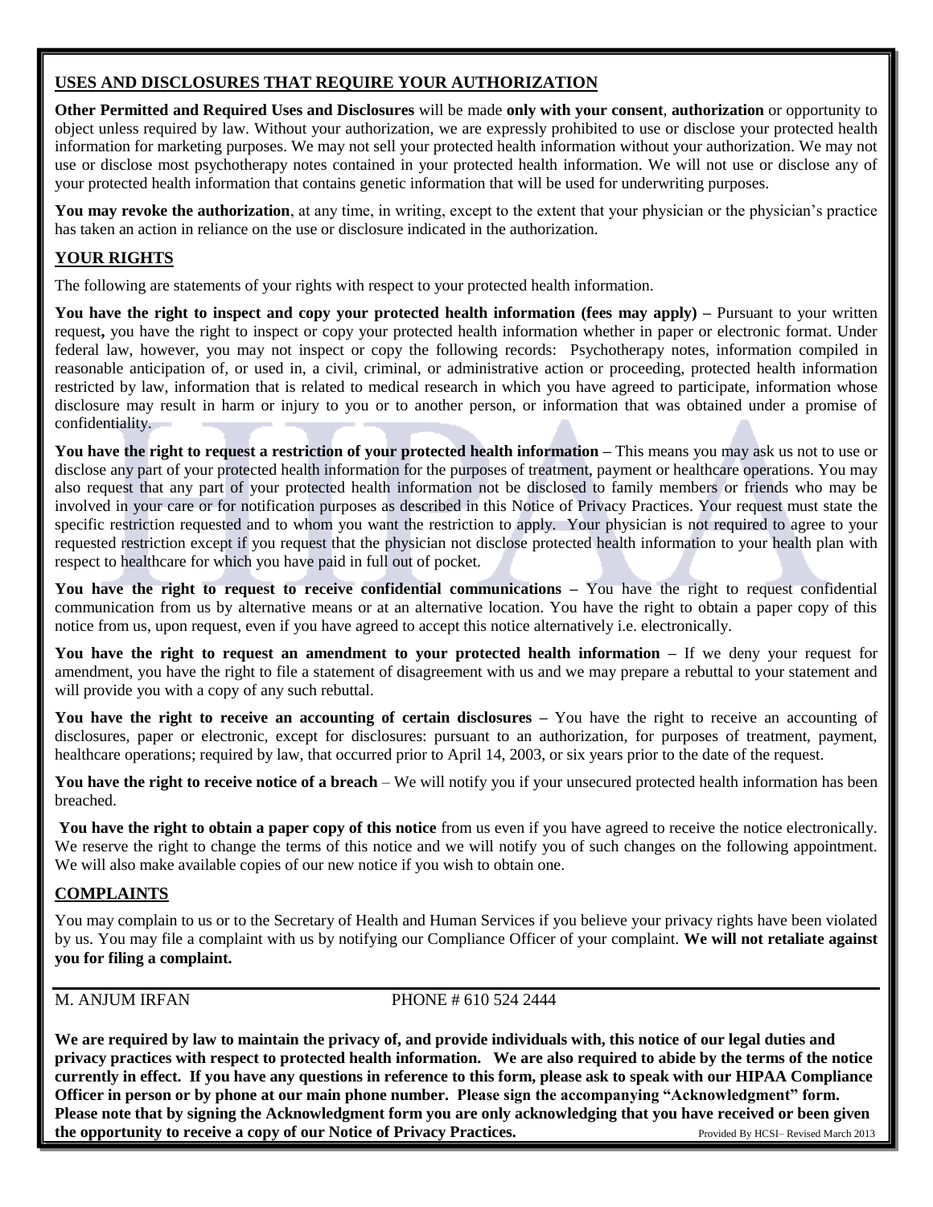## USES AND DISCLOSURES THAT REQUIRE YOUR AUTHORIZATION

**Other Permitted and Required Uses and Disclosures** will be made **only with your consent**, **authorization** or opportunity to object unless required by law. Without your authorization, we are expressly prohibited to use or disclose your protected health information for marketing purposes. We may not sell your protected health information without your authorization. We may not use or disclose most psychotherapy notes contained in your protected health information. We will not use or disclose any of your protected health information that contains genetic information that will be used for underwriting purposes.

**You may revoke the authorization**, at any time, in writing, except to the extent that your physician or the physician's practice has taken an action in reliance on the use or disclosure indicated in the authorization.

## YOUR RIGHTS

The following are statements of your rights with respect to your protected health information.

**You have the right to inspect and copy your protected health information (fees may apply) –** Pursuant to your written request**,** you have the right to inspect or copy your protected health information whether in paper or electronic format. Under federal law, however, you may not inspect or copy the following records: Psychotherapy notes, information compiled in reasonable anticipation of, or used in, a civil, criminal, or administrative action or proceeding, protected health information restricted by law, information that is related to medical research in which you have agreed to participate, information whose disclosure may result in harm or injury to you or to another person, or information that was obtained under a promise of confidentiality.

**You have the right to request a restriction of your protected health information –** This means you may ask us not to use or disclose any part of your protected health information for the purposes of treatment, payment or healthcare operations. You may also request that any part of your protected health information not be disclosed to family members or friends who may be involved in your care or for notification purposes as described in this Notice of Privacy Practices. Your request must state the specific restriction requested and to whom you want the restriction to apply. Your physician is not required to agree to your requested restriction except if you request that the physician not disclose protected health information to your health plan with respect to healthcare for which you have paid in full out of pocket.

**You have the right to request to receive confidential communications –** You have the right to request confidential communication from us by alternative means or at an alternative location. You have the right to obtain a paper copy of this notice from us, upon request, even if you have agreed to accept this notice alternatively i.e. electronically.

**You have the right to request an amendment to your protected health information –** If we deny your request for amendment, you have the right to file a statement of disagreement with us and we may prepare a rebuttal to your statement and will provide you with a copy of any such rebuttal.

**You have the right to receive an accounting of certain disclosures –** You have the right to receive an accounting of disclosures, paper or electronic, except for disclosures: pursuant to an authorization, for purposes of treatment, payment, healthcare operations; required by law, that occurred prior to April 14, 2003, or six years prior to the date of the request.

**You have the right to receive notice of a breach** – We will notify you if your unsecured protected health information has been breached.

**You have the right to obtain a paper copy of this notice** from us even if you have agreed to receive the notice electronically. We reserve the right to change the terms of this notice and we will notify you of such changes on the following appointment. We will also make available copies of our new notice if you wish to obtain one.

## COMPLAINTS

You may complain to us or to the Secretary of Health and Human Services if you believe your privacy rights have been violated by us. You may file a complaint with us by notifying our Compliance Officer of your complaint. **We will not retaliate against you for filing a complaint.**

M. ANJUM IRFAN PHONE # 610 524 2444

**We are required by law to maintain the privacy of, and provide individuals with, this notice of our legal duties and privacy practices with respect to protected health information. We are also required to abide by the terms of the notice currently in effect. If you have any questions in reference to this form, please ask to speak with our HIPAA Compliance Officer in person or by phone at our main phone number. Please sign the accompanying "Acknowledgment" form. Please note that by signing the Acknowledgment form you are only acknowledging that you have received or been given the opportunity to receive a copy of our Notice of Privacy Practices.**

Provided By HCSI– Revised March 2013